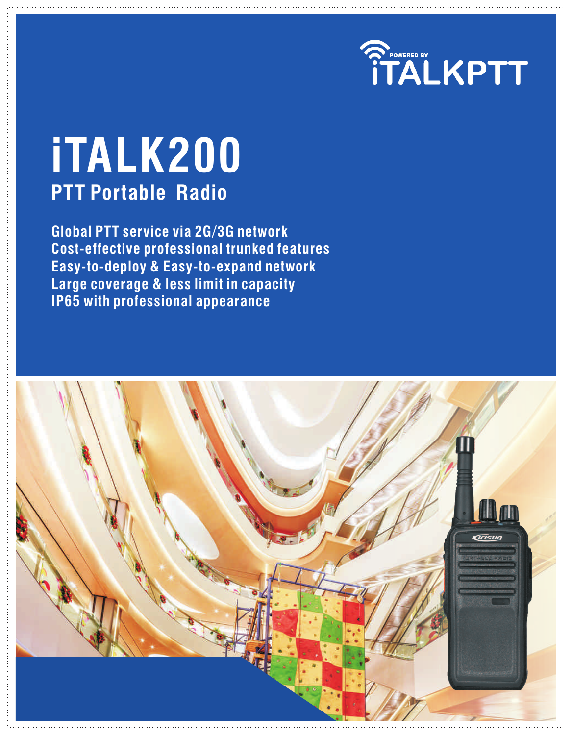POWERED BY iTALKPTT

# iTALK200

## PTT Portable Radio

**Global PTT service via 2G/3G network**
**Cost-effective professional trunked features**
**Easy-to-deploy & Easy-to-expand network**
**Large coverage & less limit in capacity**
**IP65 with professional appearance**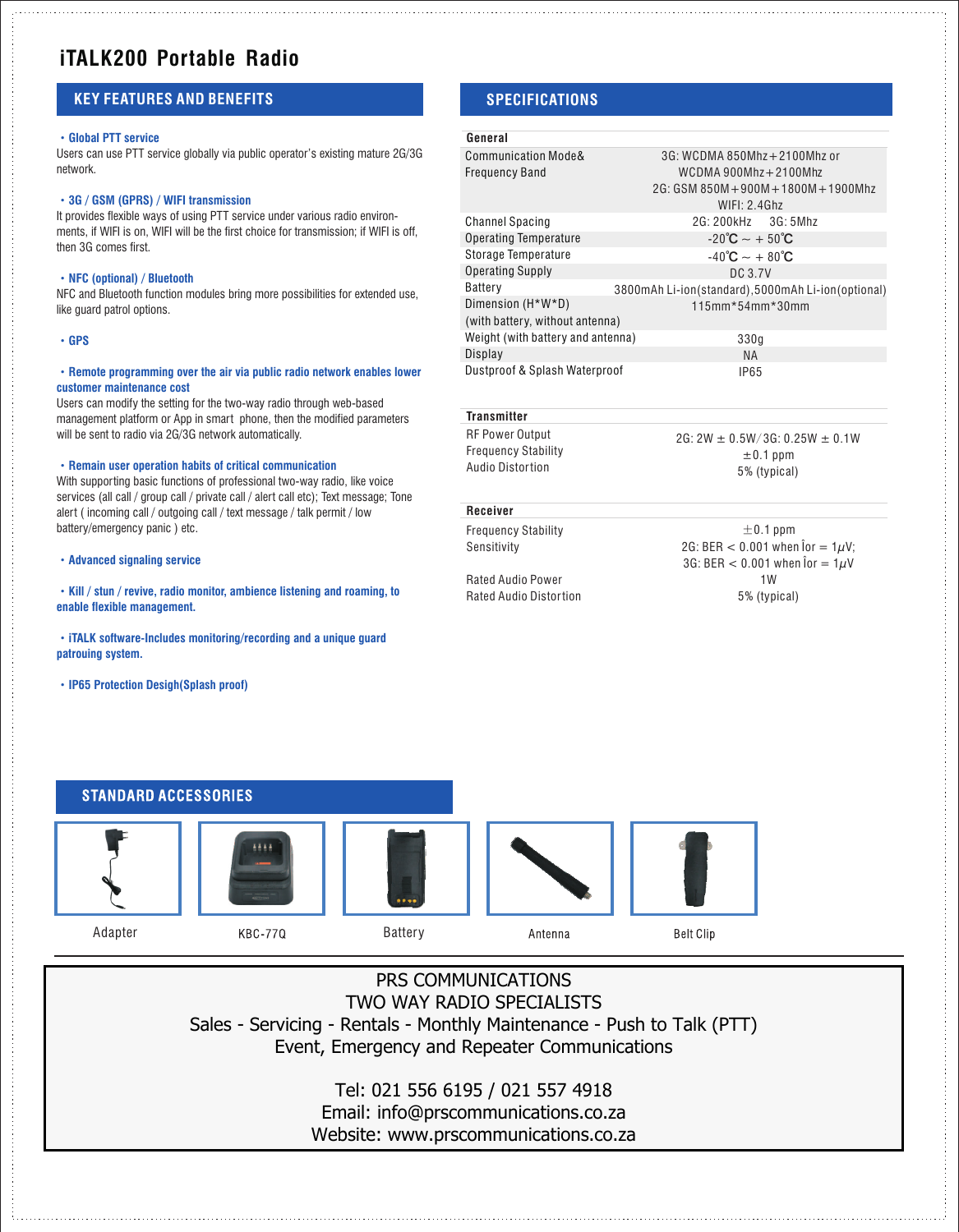# iTALK200 Portable Radio

## KEY FEATURES AND BENEFITS

**• Global PTT service**

Users can use PTT service globally via public operator's existing mature 2G/3G network.

**• 3G / GSM (GPRS) / WIFI transmission**

It provides flexible ways of using PTT service under various radio environments, if WIFI is on, WIFI will be the first choice for transmission; if WIFI is off, then 3G comes first.

**• NFC (optional) / Bluetooth**

NFC and Bluetooth function modules bring more possibilities for extended use, like guard patrol options.

**• GPS**

**• Remote programming over the air via public radio network enables lower customer maintenance cost**

Users can modify the setting for the two-way radio through web-based management platform or App in smart phone, then the modified parameters will be sent to radio via 2G/3G network automatically.

**• Remain user operation habits of critical communication**

With supporting basic functions of professional two-way radio, like voice services (all call / group call / private call / alert call etc); Text message; Tone alert ( incoming call / outgoing call / text message / talk permit / low battery/emergency panic ) etc.

**• Advanced signaling service**

**• Kill / stun / revive, radio monitor, ambience listening and roaming, to enable flexible management.**

**• iTALK software-Includes monitoring/recording and a unique guard patrouing system.**

**• IP65 Protection Desigh(Splash proof)**

## SPECIFICATIONS

| General | |
|---|---|
| Communication Mode& Frequency Band | 3G: WCDMA 850Mhz+2100Mhz or WCDMA 900Mhz+2100Mhz<br>2G: GSM 850M+900M+1800M+1900Mhz<br>WIFI: 2.4Ghz |
| Channel Spacing | 2G: 200kHz 3G: 5Mhz |
| Operating Temperature | -20℃ ~ + 50℃ |
| Storage Temperature | -40℃ ~ + 80℃ |
| Operating Supply | DC 3.7V |
| Battery | 3800mAh Li-ion(standard),5000mAh Li-ion(optional) |
| Dimension (H*W*D) (with battery, without antenna) | 115mm*54mm*30mm |
| Weight (with battery and antenna) | 330g |
| Display | NA |
| Dustproof & Splash Waterproof | IP65 |

| Transmitter | |
|---|---|
| RF Power Output | 2G: 2W ± 0.5W/ 3G: 0.25W ± 0.1W |
| Frequency Stability | ±0.1 ppm |
| Audio Distortion | 5% (typical) |

| Receiver | |
|---|---|
| Frequency Stability | ±0.1 ppm |
| Sensitivity | 2G: BER < 0.001 when Îor = 1$\mu$V;<br>3G: BER < 0.001 when Îor = 1$\mu$V |
| Rated Audio Power | 1W |
| Rated Audio Distortion | 5% (typical) |

## STANDARD ACCESSORIES

Adapter

KBC-77Q

Battery

Antenna

Belt Clip

PRS COMMUNICATIONS
TWO WAY RADIO SPECIALISTS
Sales - Servicing - Rentals - Monthly Maintenance - Push to Talk (PTT)
Event, Emergency and Repeater Communications

Tel: 021 556 6195 / 021 557 4918
Email: info@prscommunications.co.za
Website: www.prscommunications.co.za